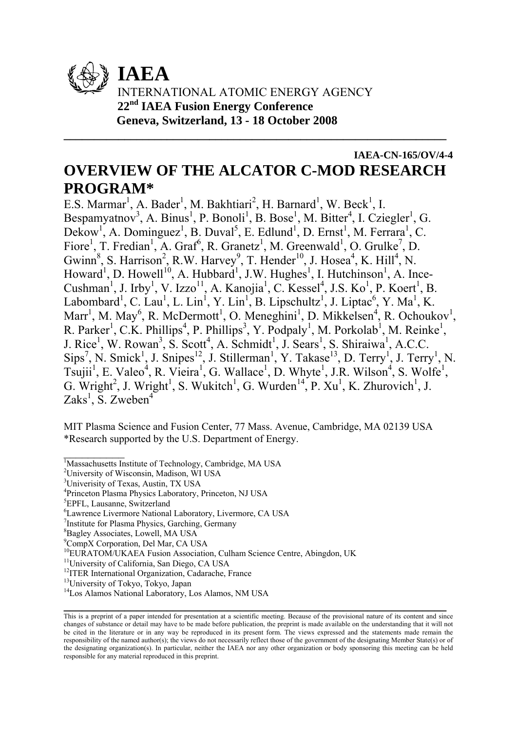# IAEA

INTERNATIONAL ATOMIC ENERGY AGENCY

**22nd IAEA Fusion Energy Conference**

**Geneva, Switzerland, 13 - 18 October 2008**

**IAEA-CN-165/OV/4-4**

# OVERVIEW OF THE ALCATOR C-MOD RESEARCH PROGRAM*

E.S. Marmar[1], A. Bader[1], M. Bakhtiari[2], H. Barnard[1], W. Beck[1], I. Bespamyatnov[3], A. Binus[1], P. Bonoli[1], B. Bose[1], M. Bitter[4], I. Cziegler[1], G. Dekow[1], A. Dominguez[1], B. Duval[5], E. Edlund[1], D. Ernst[1], M. Ferrara[1], C. Fiore[1], T. Fredian[1], A. Graf[6], R. Granetz[1], M. Greenwald[1], O. Grulke[7], D. Gwinn[8], S. Harrison[2], R.W. Harvey[9], T. Hender[10], J. Hosea[4], K. Hill[4], N. Howard[1], D. Howell[10], A. Hubbard[1], J.W. Hughes[1], I. Hutchinson[1], A. Ince-Cushman[1], J. Irby[1], V. Izzo[11], A. Kanojia[1], C. Kessel[4], J.S. Ko[1], P. Koert[1], B. Labombard[1], C. Lau[1], L. Lin[1], Y. Lin[1], B. Lipschultz[1], J. Liptac[6], Y. Ma[1], K. Marr[1], M. May[6], R. McDermott[1], O. Meneghini[1], D. Mikkelsen[4], R. Ochoukov[1], R. Parker[1], C.K. Phillips[4], P. Phillips[3], Y. Podpaly[1], M. Porkolab[1], M. Reinke[1], J. Rice[1], W. Rowan[3], S. Scott[4], A. Schmidt[1], J. Sears[1], S. Shiraiwa[1], A.C.C. Sips[7], N. Smick[1], J. Snipes[12], J. Stillerman[1], Y. Takase[13], D. Terry[1], J. Terry[1], N. Tsujii[1], E. Valeo[4], R. Vieira[1], G. Wallace[1], D. Whyte[1], J.R. Wilson[4], S. Wolfe[1], G. Wright[2], J. Wright[1], S. Wukitch[1], G. Wurden[14], P. Xu[1], K. Zhurovich[1], J. Zaks[1], S. Zweben[4]

MIT Plasma Science and Fusion Center, 77 Mass. Avenue, Cambridge, MA 02139 USA

*Research supported by the U.S. Department of Energy.

[1]Massachusetts Institute of Technology, Cambridge, MA USA
[2]University of Wisconsin, Madison, WI USA
[3]Univerisity of Texas, Austin, TX USA
[4]Princeton Plasma Physics Laboratory, Princeton, NJ USA
[5]EPFL, Lausanne, Switzerland
[6]Lawrence Livermore National Laboratory, Livermore, CA USA
[7]Institute for Plasma Physics, Garching, Germany
[8]Bagley Associates, Lowell, MA USA
[9]CompX Corporation, Del Mar, CA USA
[10]EURATOM/UKAEA Fusion Association, Culham Science Centre, Abingdon, UK
[11]University of California, San Diego, CA USA
[12]ITER International Organization, Cadarache, France
[13]University of Tokyo, Tokyo, Japan
[14]Los Alamos National Laboratory, Los Alamos, NM USA

This is a preprint of a paper intended for presentation at a scientific meeting. Because of the provisional nature of its content and since changes of substance or detail may have to be made before publication, the preprint is made available on the understanding that it will not be cited in the literature or in any way be reproduced in its present form. The views expressed and the statements made remain the responsibility of the named author(s); the views do not necessarily reflect those of the government of the designating Member State(s) or of the designating organization(s). In particular, neither the IAEA nor any other organization or body sponsoring this meeting can be held responsible for any material reproduced in this preprint.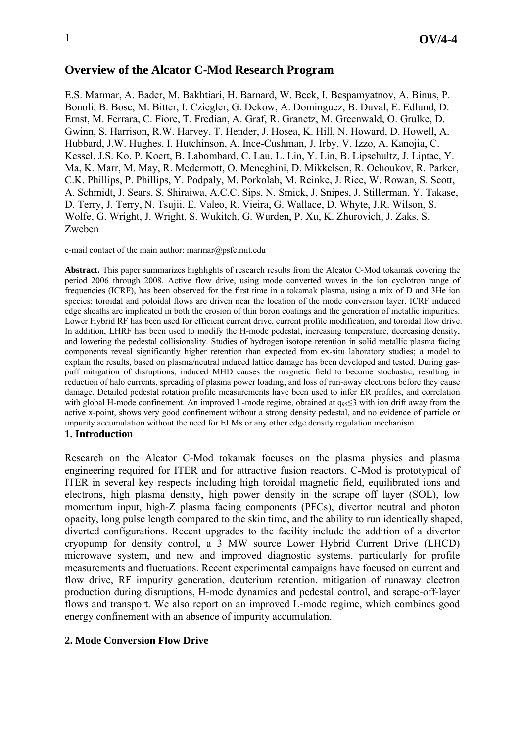# Overview of the Alcator C-Mod Research Program

E.S. Marmar, A. Bader, M. Bakhtiari, H. Barnard, W. Beck, I. Bespamyatnov, A. Binus, P. Bonoli, B. Bose, M. Bitter, I. Cziegler, G. Dekow, A. Dominguez, B. Duval, E. Edlund, D. Ernst, M. Ferrara, C. Fiore, T. Fredian, A. Graf, R. Granetz, M. Greenwald, O. Grulke, D. Gwinn, S. Harrison, R.W. Harvey, T. Hender, J. Hosea, K. Hill, N. Howard, D. Howell, A. Hubbard, J.W. Hughes, I. Hutchinson, A. Ince-Cushman, J. Irby, V. Izzo, A. Kanojia, C. Kessel, J.S. Ko, P. Koert, B. Labombard, C. Lau, L. Lin, Y. Lin, B. Lipschultz, J. Liptac, Y. Ma, K. Marr, M. May, R. Mcdermott, O. Meneghini, D. Mikkelsen, R. Ochoukov, R. Parker, C.K. Phillips, P. Phillips, Y. Podpaly, M. Porkolab, M. Reinke, J. Rice, W. Rowan, S. Scott, A. Schmidt, J. Sears, S. Shiraiwa, A.C.C. Sips, N. Smick, J. Snipes, J. Stillerman, Y. Takase, D. Terry, J. Terry, N. Tsujii, E. Valeo, R. Vieira, G. Wallace, D. Whyte, J.R. Wilson, S. Wolfe, G. Wright, J. Wright, S. Wukitch, G. Wurden, P. Xu, K. Zhurovich, J. Zaks, S. Zweben

e-mail contact of the main author: marmar@psfc.mit.edu

**Abstract.** This paper summarizes highlights of research results from the Alcator C-Mod tokamak covering the period 2006 through 2008. Active flow drive, using mode converted waves in the ion cyclotron range of frequencies (ICRF), has been observed for the first time in a tokamak plasma, using a mix of D and 3He ion species; toroidal and poloidal flows are driven near the location of the mode conversion layer. ICRF induced edge sheaths are implicated in both the erosion of thin boron coatings and the generation of metallic impurities. Lower Hybrid RF has been used for efficient current drive, current profile modification, and toroidal flow drive. In addition, LHRF has been used to modify the H-mode pedestal, increasing temperature, decreasing density, and lowering the pedestal collisionality. Studies of hydrogen isotope retention in solid metallic plasma facing components reveal significantly higher retention than expected from ex-situ laboratory studies; a model to explain the results, based on plasma/neutral induced lattice damage has been developed and tested. During gas-puff mitigation of disruptions, induced MHD causes the magnetic field to become stochastic, resulting in reduction of halo currents, spreading of plasma power loading, and loss of run-away electrons before they cause damage. Detailed pedestal rotation profile measurements have been used to infer ER profiles, and correlation with global H-mode confinement. An improved L-mode regime, obtained at $q_{95} \leq 3$ with ion drift away from the active x-point, shows very good confinement without a strong density pedestal, and no evidence of particle or impurity accumulation without the need for ELMs or any other edge density regulation mechanism.

## 1. Introduction

Research on the Alcator C-Mod tokamak focuses on the plasma physics and plasma engineering required for ITER and for attractive fusion reactors. C-Mod is prototypical of ITER in several key respects including high toroidal magnetic field, equilibrated ions and electrons, high plasma density, high power density in the scrape off layer (SOL), low momentum input, high-Z plasma facing components (PFCs), divertor neutral and photon opacity, long pulse length compared to the skin time, and the ability to run identically shaped, diverted configurations. Recent upgrades to the facility include the addition of a divertor cryopump for density control, a 3 MW source Lower Hybrid Current Drive (LHCD) microwave system, and new and improved diagnostic systems, particularly for profile measurements and fluctuations. Recent experimental campaigns have focused on current and flow drive, RF impurity generation, deuterium retention, mitigation of runaway electron production during disruptions, H-mode dynamics and pedestal control, and scrape-off-layer flows and transport. We also report on an improved L-mode regime, which combines good energy confinement with an absence of impurity accumulation.

## 2. Mode Conversion Flow Drive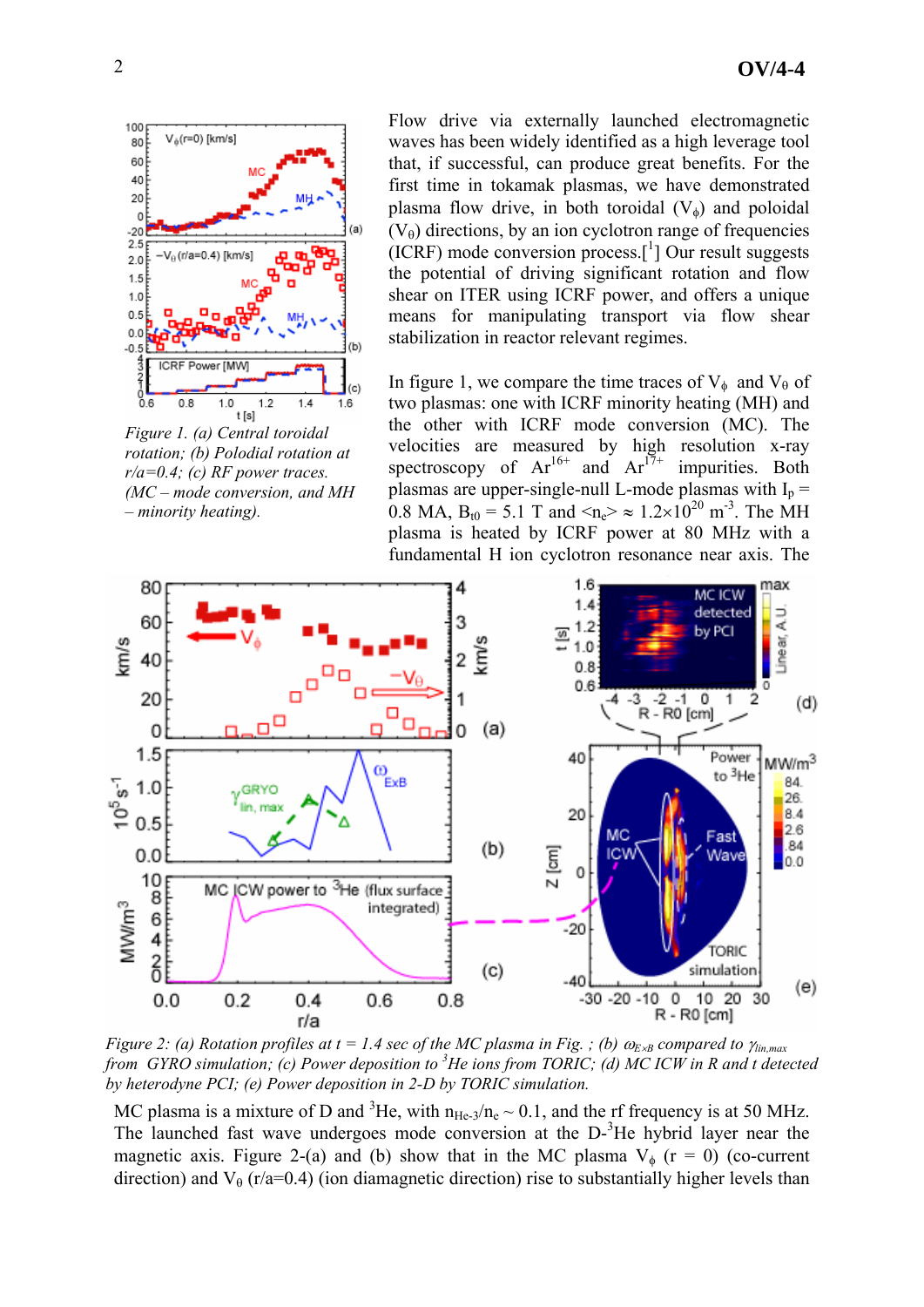*Figure 1. (a) Central toroidal rotation; (b) Polodial rotation at r/a=0.4; (c) RF power traces. (MC – mode conversion, and MH – minority heating).*

Flow drive via externally launched electromagnetic waves has been widely identified as a high leverage tool that, if successful, can produce great benefits. For the first time in tokamak plasmas, we have demonstrated plasma flow drive, in both toroidal ($V_\phi$) and poloidal ($V_\theta$) directions, by an ion cyclotron range of frequencies (ICRF) mode conversion process.[1] Our result suggests the potential of driving significant rotation and flow shear on ITER using ICRF power, and offers a unique means for manipulating transport via flow shear stabilization in reactor relevant regimes.

In figure 1, we compare the time traces of $V_\phi$ and $V_\theta$ of two plasmas: one with ICRF minority heating (MH) and the other with ICRF mode conversion (MC). The velocities are measured by high resolution x-ray spectroscopy of $Ar^{16+}$ and $Ar^{17+}$ impurities. Both plasmas are upper-single-null L-mode plasmas with $I_p$ = 0.8 MA, $B_{t0}$ = 5.1 T and $\langle n_e \rangle \approx 1.2\times10^{20}$ $m^{-3}$. The MH plasma is heated by ICRF power at 80 MHz with a fundamental H ion cyclotron resonance near axis. The

*Figure 2: (a) Rotation profiles at t = 1.4 sec of the MC plasma in Fig. ; (b) $\omega_{E\times B}$ compared to $\gamma_{lin,max}$ from GYRO simulation; (c) Power deposition to $^3He$ ions from TORIC; (d) MC ICW in R and t detected by heterodyne PCI; (e) Power deposition in 2-D by TORIC simulation.*

MC plasma is a mixture of D and $^3He$, with $n_{He\text{-}3}/n_e \sim 0.1$, and the rf frequency is at 50 MHz. The launched fast wave undergoes mode conversion at the D-$^3He$ hybrid layer near the magnetic axis. Figure 2-(a) and (b) show that in the MC plasma $V_\phi$ (r = 0) (co-current direction) and $V_\theta$ (r/a=0.4) (ion diamagnetic direction) rise to substantially higher levels than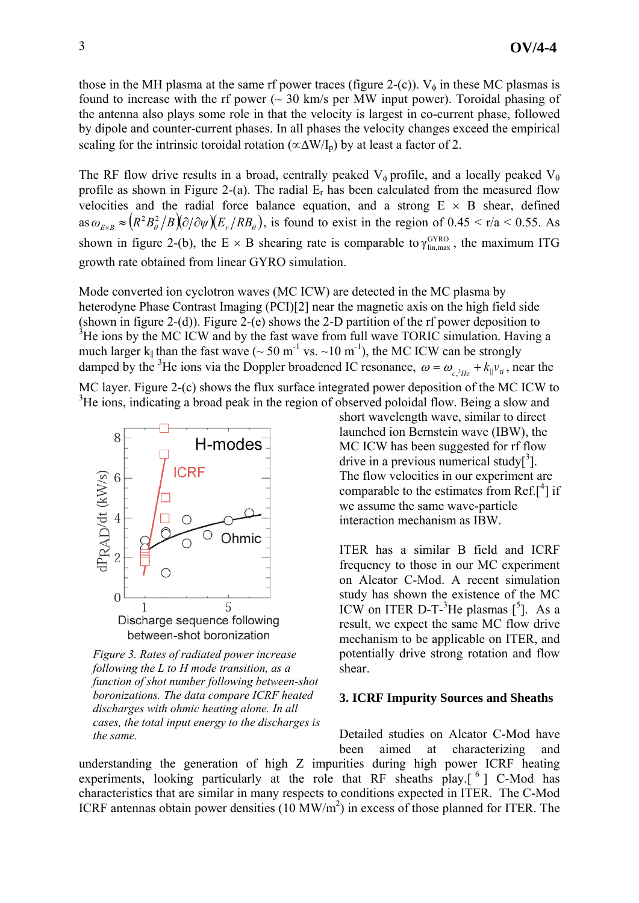those in the MH plasma at the same rf power traces (figure 2-(c)). $V_\phi$ in these MC plasmas is found to increase with the rf power (~ 30 km/s per MW input power). Toroidal phasing of the antenna also plays some role in that the velocity is largest in co-current phase, followed by dipole and counter-current phases. In all phases the velocity changes exceed the empirical scaling for the intrinsic toroidal rotation ($\propto \Delta W/I_p$) by at least a factor of 2.

The RF flow drive results in a broad, centrally peaked $V_\phi$ profile, and a locally peaked $V_\theta$ profile as shown in Figure 2-(a). The radial $E_r$ has been calculated from the measured flow velocities and the radial force balance equation, and a strong E × B shear, defined as $\omega_{E\times B} \approx \left(R^2 B_\theta^2 / B\right)\left(\partial/\partial\psi\right)\left(E_r / R B_\theta\right)$, is found to exist in the region of 0.45 < r/a < 0.55. As shown in figure 2-(b), the E × B shearing rate is comparable to $\gamma_{\mathrm{lin,max}}^{\mathrm{GYRO}}$, the maximum ITG growth rate obtained from linear GYRO simulation.

Mode converted ion cyclotron waves (MC ICW) are detected in the MC plasma by heterodyne Phase Contrast Imaging (PCI)[2] near the magnetic axis on the high field side (shown in figure 2-(d)). Figure 2-(e) shows the 2-D partition of the rf power deposition to $^3$He ions by the MC ICW and by the fast wave from full wave TORIC simulation. Having a much larger $k_\parallel$ than the fast wave (~ 50 m$^{-1}$ vs. ~10 m$^{-1}$), the MC ICW can be strongly damped by the $^3$He ions via the Doppler broadened IC resonance, $\omega = \omega_{c,{}^3He} + k_\parallel v_{ti}$, near the MC layer. Figure 2-(c) shows the flux surface integrated power deposition of the MC ICW to $^3$He ions, indicating a broad peak in the region of observed poloidal flow. Being a slow and short wavelength wave, similar to direct launched ion Bernstein wave (IBW), the MC ICW has been suggested for rf flow drive in a previous numerical study[3]. The flow velocities in our experiment are comparable to the estimates from Ref.[4] if we assume the same wave-particle interaction mechanism as IBW.

ITER has a similar B field and ICRF frequency to those in our MC experiment on Alcator C-Mod. A recent simulation study has shown the existence of the MC ICW on ITER D-T-$^3$He plasmas [5]. As a result, we expect the same MC flow drive mechanism to be applicable on ITER, and potentially drive strong rotation and flow shear.

*Figure 3. Rates of radiated power increase following the L to H mode transition, as a function of shot number following between-shot boronizations. The data compare ICRF heated discharges with ohmic heating alone. In all cases, the total input energy to the discharges is the same.*

## 3. ICRF Impurity Sources and Sheaths

Detailed studies on Alcator C-Mod have been aimed at characterizing and understanding the generation of high Z impurities during high power ICRF heating experiments, looking particularly at the role that RF sheaths play.[6] C-Mod has characteristics that are similar in many respects to conditions expected in ITER. The C-Mod ICRF antennas obtain power densities (10 MW/m$^2$) in excess of those planned for ITER. The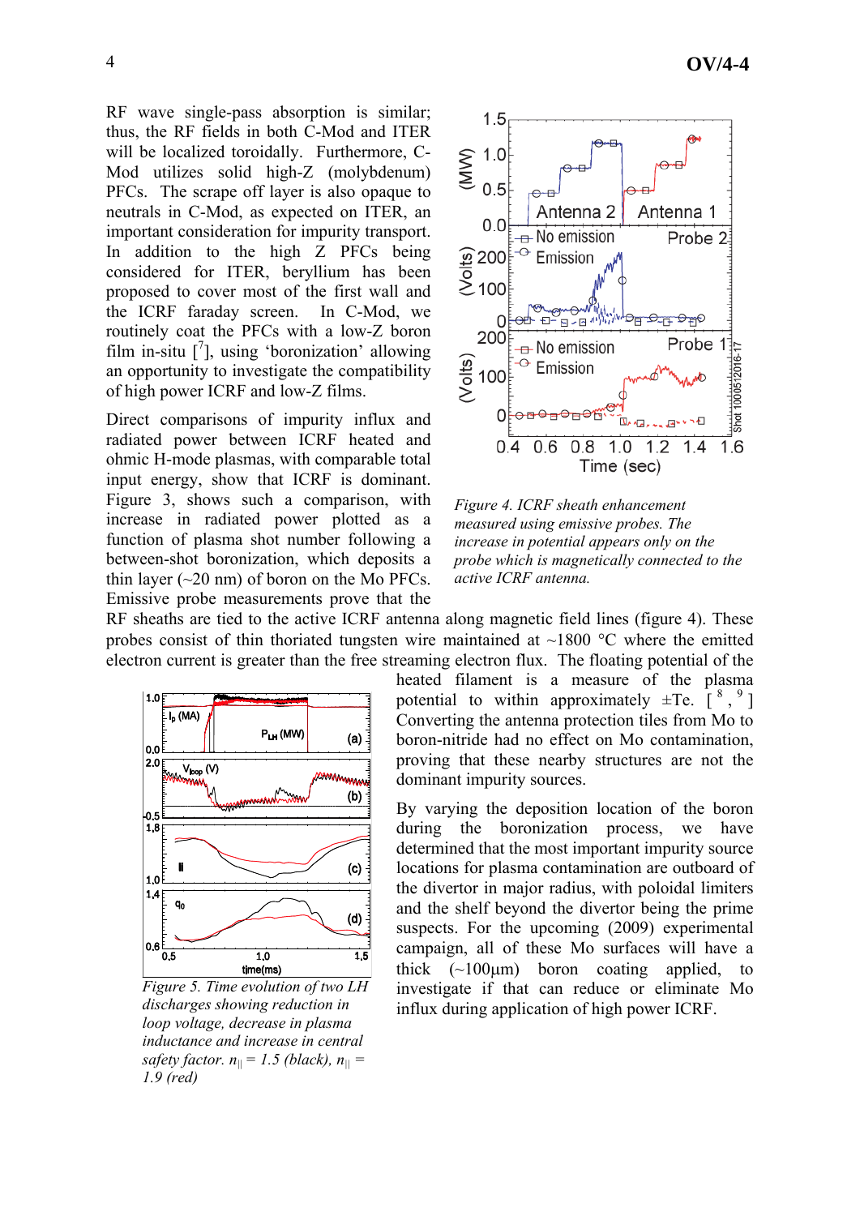RF wave single-pass absorption is similar; thus, the RF fields in both C-Mod and ITER will be localized toroidally. Furthermore, C-Mod utilizes solid high-Z (molybdenum) PFCs. The scrape off layer is also opaque to neutrals in C-Mod, as expected on ITER, an important consideration for impurity transport. In addition to the high Z PFCs being considered for ITER, beryllium has been proposed to cover most of the first wall and the ICRF faraday screen. In C-Mod, we routinely coat the PFCs with a low-Z boron film in-situ [7], using 'boronization' allowing an opportunity to investigate the compatibility of high power ICRF and low-Z films.

Direct comparisons of impurity influx and radiated power between ICRF heated and ohmic H-mode plasmas, with comparable total input energy, show that ICRF is dominant. Figure 3, shows such a comparison, with increase in radiated power plotted as a function of plasma shot number following a between-shot boronization, which deposits a thin layer (~20 nm) of boron on the Mo PFCs. Emissive probe measurements prove that the RF sheaths are tied to the active ICRF antenna along magnetic field lines (figure 4). These probes consist of thin thoriated tungsten wire maintained at ~1800 °C where the emitted electron current is greater than the free streaming electron flux. The floating potential of the heated filament is a measure of the plasma potential to within approximately ±Te. [8, 9] Converting the antenna protection tiles from Mo to boron-nitride had no effect on Mo contamination, proving that these nearby structures are not the dominant impurity sources.

*Figure 4. ICRF sheath enhancement measured using emissive probes. The increase in potential appears only on the probe which is magnetically connected to the active ICRF antenna.*

By varying the deposition location of the boron during the boronization process, we have determined that the most important impurity source locations for plasma contamination are outboard of the divertor in major radius, with poloidal limiters and the shelf beyond the divertor being the prime suspects. For the upcoming (2009) experimental campaign, all of these Mo surfaces will have a thick (~100μm) boron coating applied, to investigate if that can reduce or eliminate Mo influx during application of high power ICRF.

*Figure 5. Time evolution of two LH discharges showing reduction in loop voltage, decrease in plasma inductance and increase in central safety factor. $n_{||}$ = 1.5 (black), $n_{||}$ = 1.9 (red)*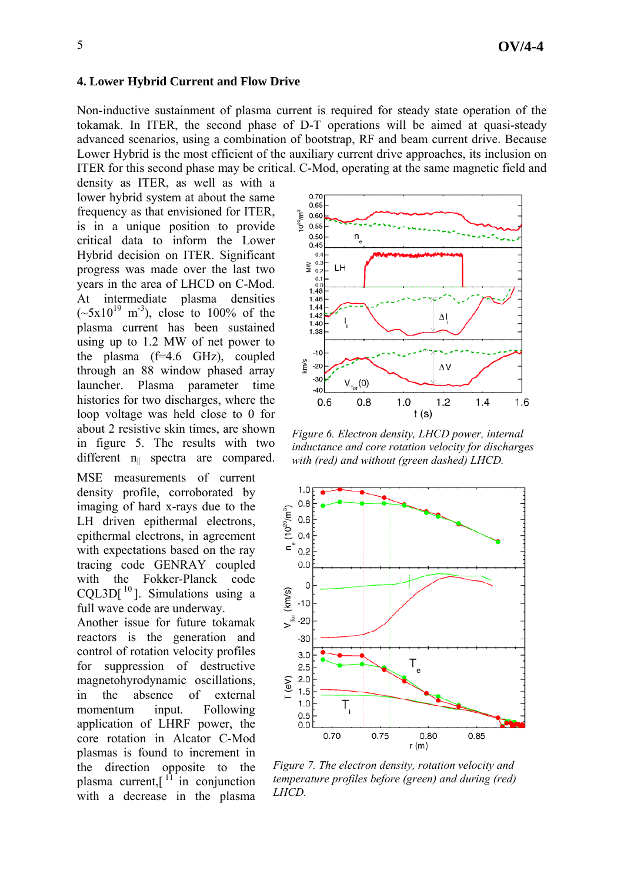## 4. Lower Hybrid Current and Flow Drive

Non-inductive sustainment of plasma current is required for steady state operation of the tokamak. In ITER, the second phase of D-T operations will be aimed at quasi-steady advanced scenarios, using a combination of bootstrap, RF and beam current drive. Because Lower Hybrid is the most efficient of the auxiliary current drive approaches, its inclusion on ITER for this second phase may be critical. C-Mod, operating at the same magnetic field and density as ITER, as well as with a lower hybrid system at about the same frequency as that envisioned for ITER, is in a unique position to provide critical data to inform the Lower Hybrid decision on ITER. Significant progress was made over the last two years in the area of LHCD on C-Mod. At intermediate plasma densities (~5x10$^{19}$ m$^{-3}$), close to 100% of the plasma current has been sustained using up to 1.2 MW of net power to the plasma (f=4.6 GHz), coupled through an 88 window phased array launcher. Plasma parameter time histories for two discharges, where the loop voltage was held close to 0 for about 2 resistive skin times, are shown in figure 5. The results with two different $n_{\|}$ spectra are compared. MSE measurements of current density profile, corroborated by imaging of hard x-rays due to the LH driven epithermal electrons, epithermal electrons, in agreement with expectations based on the ray tracing code GENRAY coupled with the Fokker-Planck code CQL3D[10]. Simulations using a full wave code are underway.

Another issue for future tokamak reactors is the generation and control of rotation velocity profiles for suppression of destructive magnetohydrodynamic oscillations, in the absence of external momentum input. Following application of LHRF power, the core rotation in Alcator C-Mod plasmas is found to increment in the direction opposite to the plasma current,[11] in conjunction with a decrease in the plasma

*Figure 6. Electron density, LHCD power, internal inductance and core rotation velocity for discharges with (red) and without (green dashed) LHCD.*

*Figure 7. The electron density, rotation velocity and temperature profiles before (green) and during (red) LHCD.*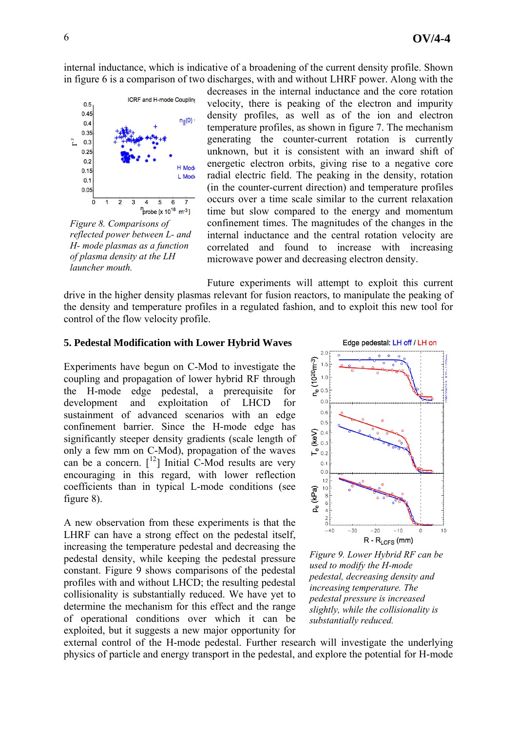internal inductance, which is indicative of a broadening of the current density profile. Shown in figure 6 is a comparison of two discharges, with and without LHRF power. Along with the decreases in the internal inductance and the core rotation velocity, there is peaking of the electron and impurity density profiles, as well as of the ion and electron temperature profiles, as shown in figure 7. The mechanism generating the counter-current rotation is currently unknown, but it is consistent with an inward shift of energetic electron orbits, giving rise to a negative core radial electric field. The peaking in the density, rotation (in the counter-current direction) and temperature profiles occurs over a time scale similar to the current relaxation time but slow compared to the energy and momentum confinement times. The magnitudes of the changes in the internal inductance and the central rotation velocity are correlated and found to increase with increasing microwave power and decreasing electron density.

*Figure 8. Comparisons of reflected power between L- and H- mode plasmas as a function of plasma density at the LH launcher mouth.*

Future experiments will attempt to exploit this current drive in the higher density plasmas relevant for fusion reactors, to manipulate the peaking of the density and temperature profiles in a regulated fashion, and to exploit this new tool for control of the flow velocity profile.

## 5. Pedestal Modification with Lower Hybrid Waves

Experiments have begun on C-Mod to investigate the coupling and propagation of lower hybrid RF through the H-mode edge pedestal, a prerequisite for development and exploitation of LHCD for sustainment of advanced scenarios with an edge confinement barrier. Since the H-mode edge has significantly steeper density gradients (scale length of only a few mm on C-Mod), propagation of the waves can be a concern. [12] Initial C-Mod results are very encouraging in this regard, with lower reflection coefficients than in typical L-mode conditions (see figure 8).

A new observation from these experiments is that the LHRF can have a strong effect on the pedestal itself, increasing the temperature pedestal and decreasing the pedestal density, while keeping the pedestal pressure constant. Figure 9 shows comparisons of the pedestal profiles with and without LHCD; the resulting pedestal collisionality is substantially reduced. We have yet to determine the mechanism for this effect and the range of operational conditions over which it can be exploited, but it suggests a new major opportunity for external control of the H-mode pedestal. Further research will investigate the underlying physics of particle and energy transport in the pedestal, and explore the potential for H-mode

*Figure 9. Lower Hybrid RF can be used to modify the H-mode pedestal, decreasing density and increasing temperature. The pedestal pressure is increased slightly, while the collisionality is substantially reduced.*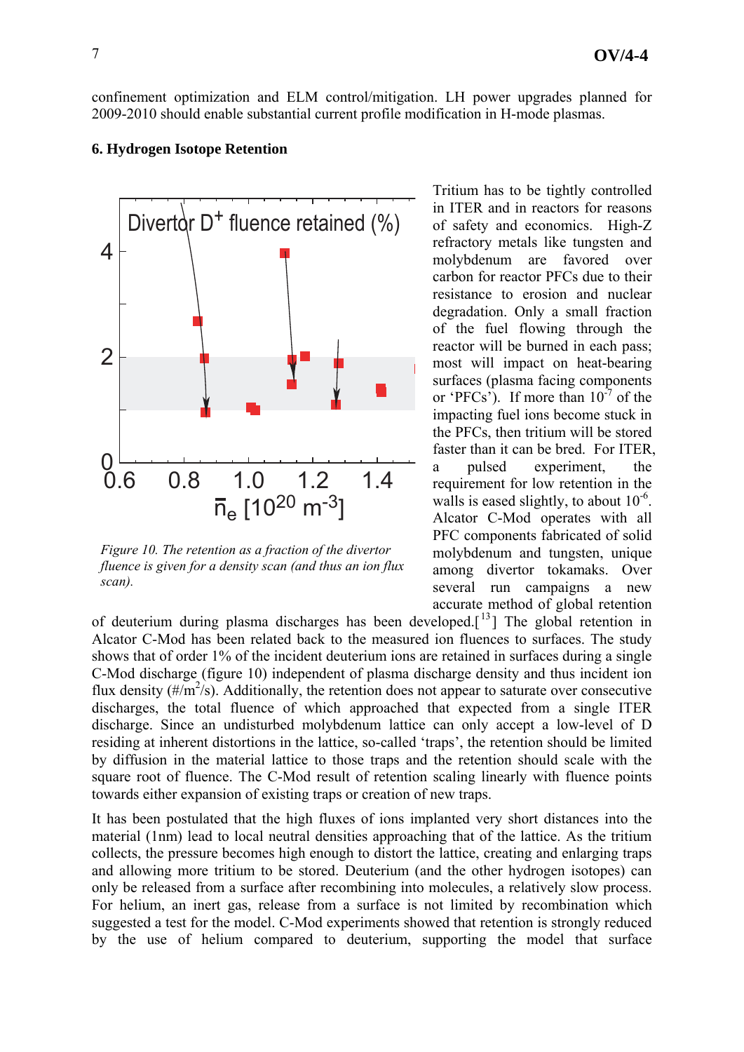confinement optimization and ELM control/mitigation. LH power upgrades planned for 2009-2010 should enable substantial current profile modification in H-mode plasmas.

### 6. Hydrogen Isotope Retention

*Figure 10. The retention as a fraction of the divertor fluence is given for a density scan (and thus an ion flux scan).*

Tritium has to be tightly controlled in ITER and in reactors for reasons of safety and economics. High-Z refractory metals like tungsten and molybdenum are favored over carbon for reactor PFCs due to their resistance to erosion and nuclear degradation. Only a small fraction of the fuel flowing through the reactor will be burned in each pass; most will impact on heat-bearing surfaces (plasma facing components or 'PFCs'). If more than $10^{-7}$ of the impacting fuel ions become stuck in the PFCs, then tritium will be stored faster than it can be bred. For ITER, a pulsed experiment, the requirement for low retention in the walls is eased slightly, to about $10^{-6}$. Alcator C-Mod operates with all PFC components fabricated of solid molybdenum and tungsten, unique among divertor tokamaks. Over several run campaigns a new accurate method of global retention of deuterium during plasma discharges has been developed.[13] The global retention in Alcator C-Mod has been related back to the measured ion fluences to surfaces. The study shows that of order 1% of the incident deuterium ions are retained in surfaces during a single C-Mod discharge (figure 10) independent of plasma discharge density and thus incident ion flux density ($\#/m^2/s$). Additionally, the retention does not appear to saturate over consecutive discharges, the total fluence of which approached that expected from a single ITER discharge. Since an undisturbed molybdenum lattice can only accept a low-level of D residing at inherent distortions in the lattice, so-called 'traps', the retention should be limited by diffusion in the material lattice to those traps and the retention should scale with the square root of fluence. The C-Mod result of retention scaling linearly with fluence points towards either expansion of existing traps or creation of new traps.

It has been postulated that the high fluxes of ions implanted very short distances into the material (1nm) lead to local neutral densities approaching that of the lattice. As the tritium collects, the pressure becomes high enough to distort the lattice, creating and enlarging traps and allowing more tritium to be stored. Deuterium (and the other hydrogen isotopes) can only be released from a surface after recombining into molecules, a relatively slow process. For helium, an inert gas, release from a surface is not limited by recombination which suggested a test for the model. C-Mod experiments showed that retention is strongly reduced by the use of helium compared to deuterium, supporting the model that surface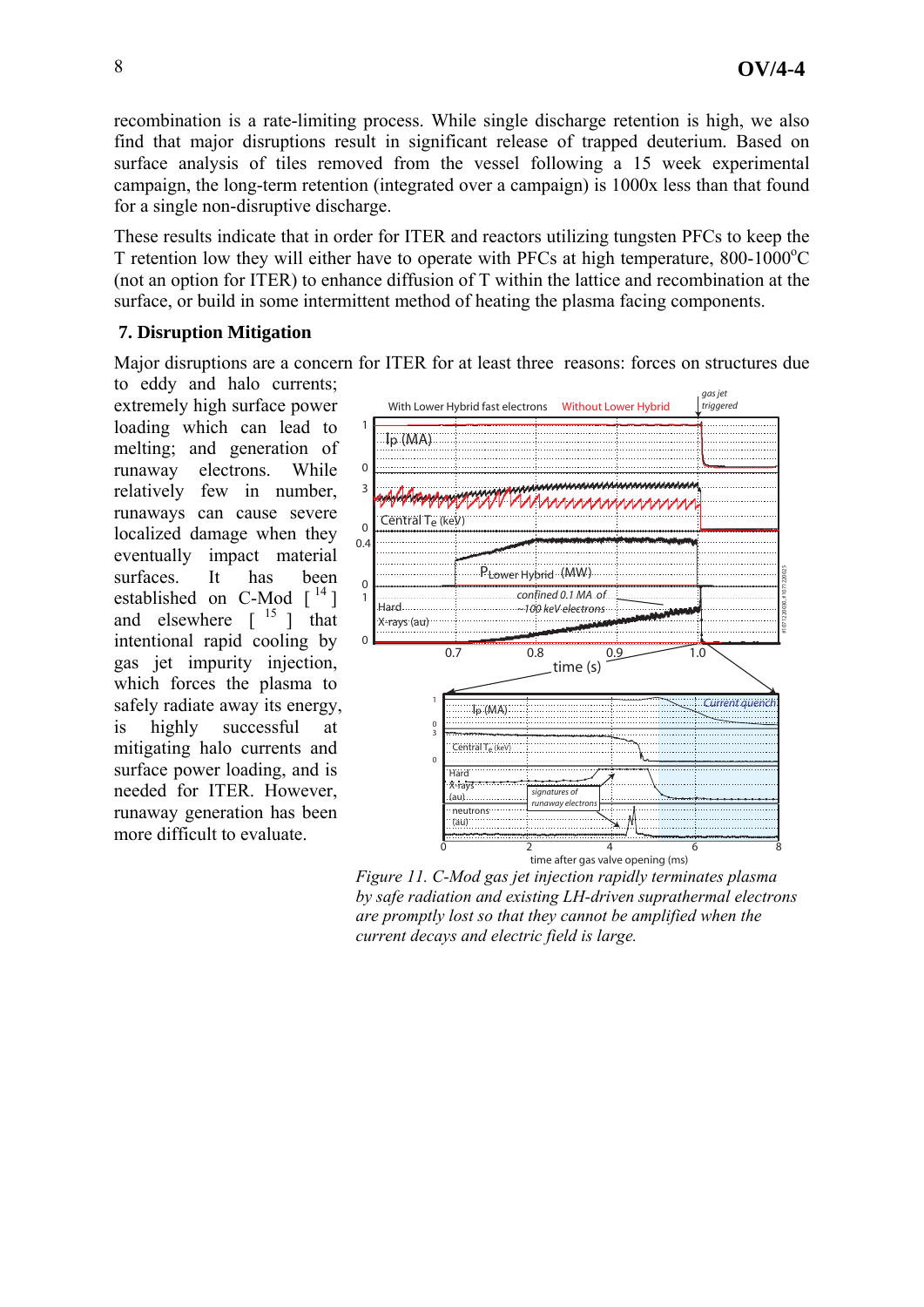recombination is a rate-limiting process. While single discharge retention is high, we also find that major disruptions result in significant release of trapped deuterium. Based on surface analysis of tiles removed from the vessel following a 15 week experimental campaign, the long-term retention (integrated over a campaign) is 1000x less than that found for a single non-disruptive discharge.

These results indicate that in order for ITER and reactors utilizing tungsten PFCs to keep the T retention low they will either have to operate with PFCs at high temperature, 800-1000$^{o}$C (not an option for ITER) to enhance diffusion of T within the lattice and recombination at the surface, or build in some intermittent method of heating the plasma facing components.

## 7. Disruption Mitigation

Major disruptions are a concern for ITER for at least three reasons: forces on structures due to eddy and halo currents; extremely high surface power loading which can lead to melting; and generation of runaway electrons. While relatively few in number, runaways can cause severe localized damage when they eventually impact material surfaces. It has been established on C-Mod [14] and elsewhere [15] that intentional rapid cooling by gas jet impurity injection, which forces the plasma to safely radiate away its energy, is highly successful at mitigating halo currents and surface power loading, and is needed for ITER. However, runaway generation has been more difficult to evaluate.

*Figure 11. C-Mod gas jet injection rapidly terminates plasma by safe radiation and existing LH-driven suprathermal electrons are promptly lost so that they cannot be amplified when the current decays and electric field is large.*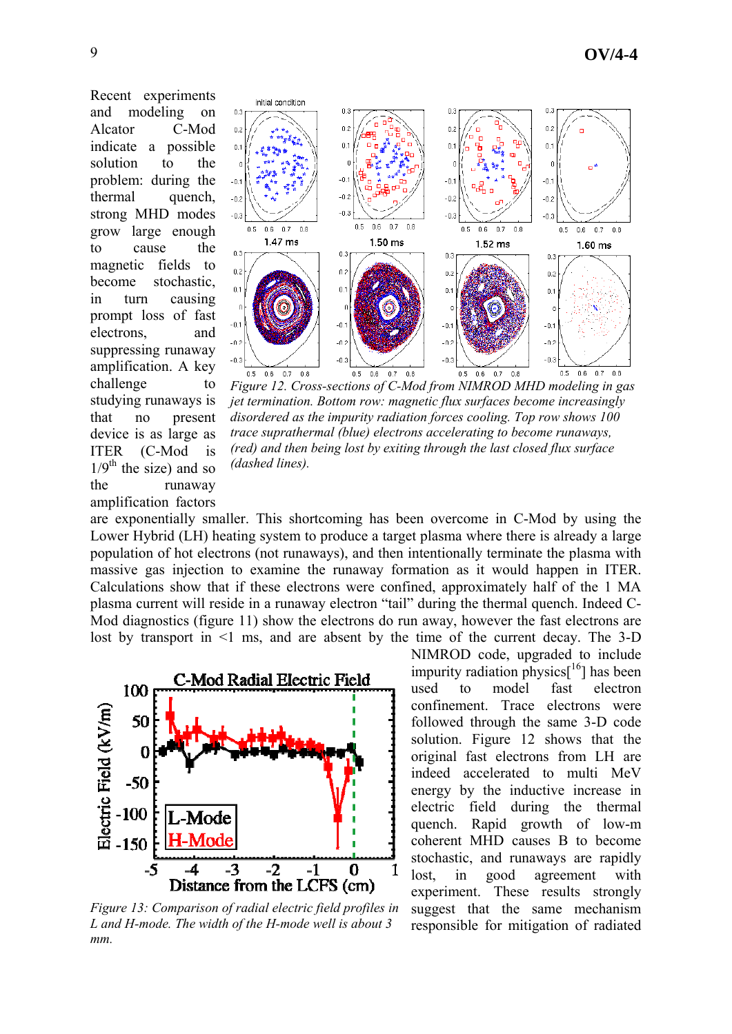Recent experiments and modeling on Alcator C-Mod indicate a possible solution to the problem: during the thermal quench, strong MHD modes grow large enough to cause the magnetic fields to become stochastic, in turn causing prompt loss of fast electrons, and suppressing runaway amplification. A key challenge to studying runaways is that no present device is as large as ITER (C-Mod is 1/9$^{th}$ the size) and so the runaway amplification factors are exponentially smaller. This shortcoming has been overcome in C-Mod by using the Lower Hybrid (LH) heating system to produce a target plasma where there is already a large population of hot electrons (not runaways), and then intentionally terminate the plasma with massive gas injection to examine the runaway formation as it would happen in ITER. Calculations show that if these electrons were confined, approximately half of the 1 MA plasma current will reside in a runaway electron "tail" during the thermal quench. Indeed C-Mod diagnostics (figure 11) show the electrons do run away, however the fast electrons are lost by transport in <1 ms, and are absent by the time of the current decay. The 3-D NIMROD code, upgraded to include impurity radiation physics[16] has been used to model fast electron confinement. Trace electrons were followed through the same 3-D code solution. Figure 12 shows that the original fast electrons from LH are indeed accelerated to multi MeV energy by the inductive increase in electric field during the thermal quench. Rapid growth of low-m coherent MHD causes B to become stochastic, and runaways are rapidly lost, in good agreement with experiment. These results strongly suggest that the same mechanism responsible for mitigation of radiated

*Figure 12. Cross-sections of C-Mod from NIMROD MHD modeling in gas jet termination. Bottom row: magnetic flux surfaces become increasingly disordered as the impurity radiation forces cooling. Top row shows 100 trace suprathermal (blue) electrons accelerating to become runaways, (red) and then being lost by exiting through the last closed flux surface (dashed lines).*

*Figure 13: Comparison of radial electric field profiles in L and H-mode. The width of the H-mode well is about 3 mm.*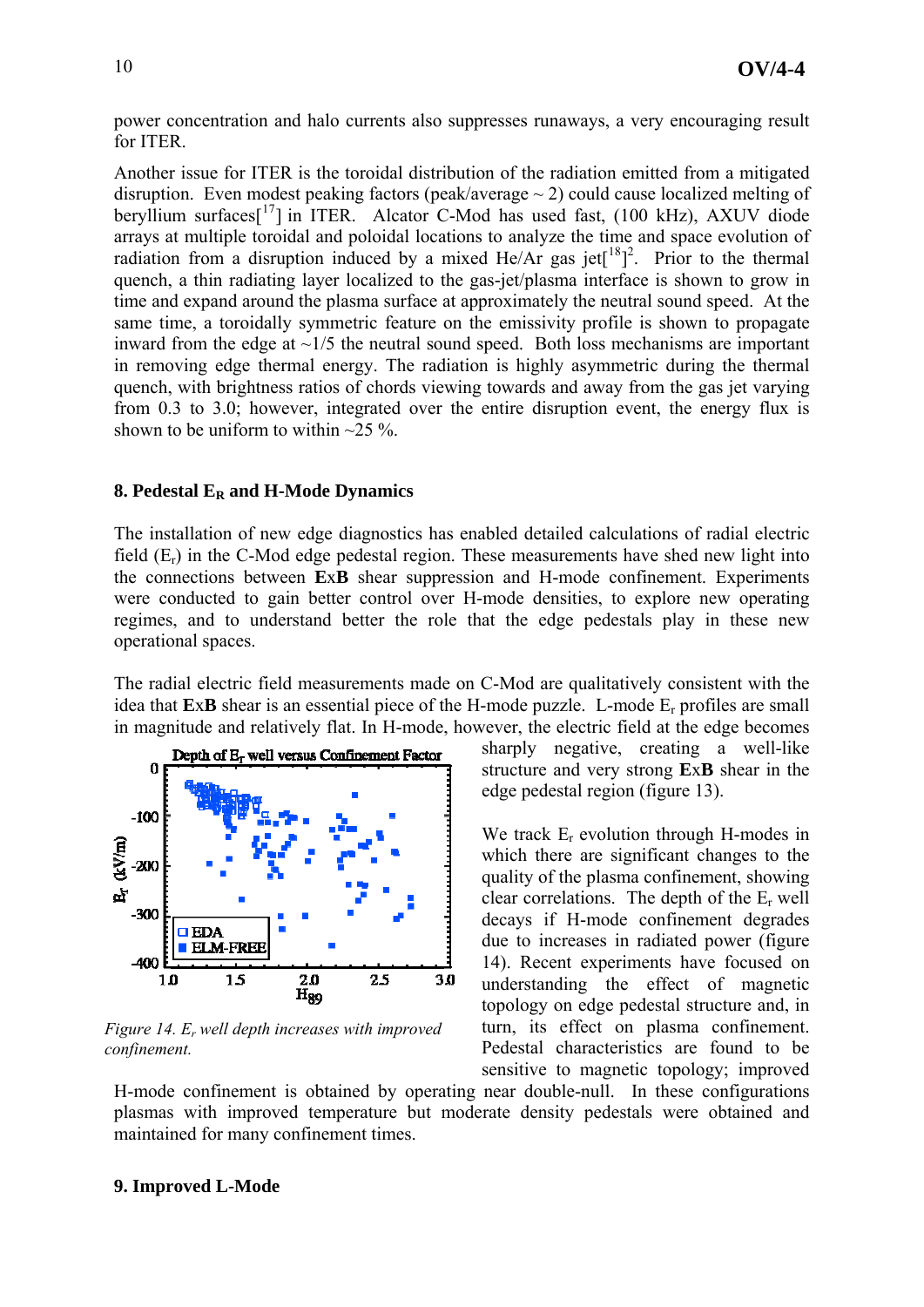power concentration and halo currents also suppresses runaways, a very encouraging result for ITER.

Another issue for ITER is the toroidal distribution of the radiation emitted from a mitigated disruption. Even modest peaking factors (peak/average ~ 2) could cause localized melting of beryllium surfaces[[17]] in ITER. Alcator C-Mod has used fast, (100 kHz), AXUV diode arrays at multiple toroidal and poloidal locations to analyze the time and space evolution of radiation from a disruption induced by a mixed He/Ar gas jet[[18]][2]. Prior to the thermal quench, a thin radiating layer localized to the gas-jet/plasma interface is shown to grow in time and expand around the plasma surface at approximately the neutral sound speed. At the same time, a toroidally symmetric feature on the emissivity profile is shown to propagate inward from the edge at ~1/5 the neutral sound speed. Both loss mechanisms are important in removing edge thermal energy. The radiation is highly asymmetric during the thermal quench, with brightness ratios of chords viewing towards and away from the gas jet varying from 0.3 to 3.0; however, integrated over the entire disruption event, the energy flux is shown to be uniform to within ~25 %.

## 8. Pedestal $E_R$ and H-Mode Dynamics

The installation of new edge diagnostics has enabled detailed calculations of radial electric field ($E_r$) in the C-Mod edge pedestal region. These measurements have shed new light into the connections between **E**x**B** shear suppression and H-mode confinement. Experiments were conducted to gain better control over H-mode densities, to explore new operating regimes, and to understand better the role that the edge pedestals play in these new operational spaces.

The radial electric field measurements made on C-Mod are qualitatively consistent with the idea that **E**x**B** shear is an essential piece of the H-mode puzzle. L-mode $E_r$ profiles are small in magnitude and relatively flat. In H-mode, however, the electric field at the edge becomes sharply negative, creating a well-like structure and very strong **E**x**B** shear in the edge pedestal region (figure 13).

*Figure 14. $E_r$ well depth increases with improved confinement.*

We track $E_r$ evolution through H-modes in which there are significant changes to the quality of the plasma confinement, showing clear correlations. The depth of the $E_r$ well decays if H-mode confinement degrades due to increases in radiated power (figure 14). Recent experiments have focused on understanding the effect of magnetic topology on edge pedestal structure and, in turn, its effect on plasma confinement. Pedestal characteristics are found to be sensitive to magnetic topology; improved H-mode confinement is obtained by operating near double-null. In these configurations plasmas with improved temperature but moderate density pedestals were obtained and maintained for many confinement times.

## 9. Improved L-Mode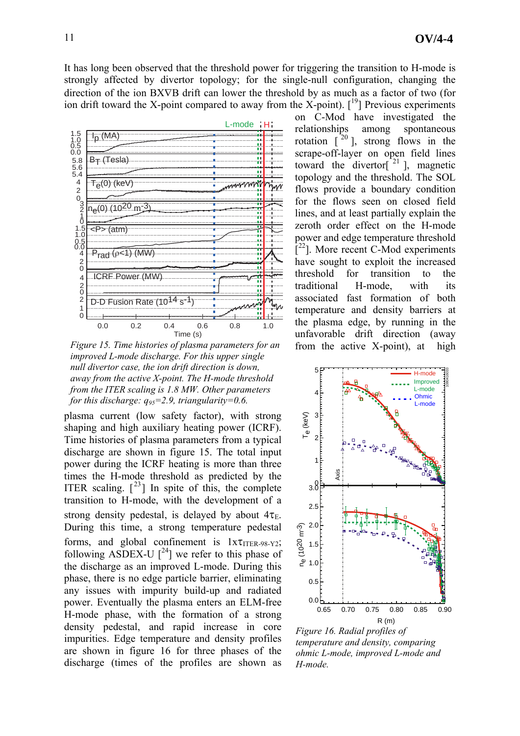It has long been observed that the threshold power for triggering the transition to H-mode is strongly affected by divertor topology; for the single-null configuration, changing the direction of the ion BXVB drift can lower the threshold by as much as a factor of two (for ion drift toward the X-point compared to away from the X-point). [19] Previous experiments on C-Mod have investigated the relationships among spontaneous rotation [20], strong flows in the scrape-off-layer on open field lines toward the divertor[21], magnetic topology and the threshold. The SOL flows provide a boundary condition for the flows seen on closed field lines, and at least partially explain the zeroth order effect on the H-mode power and edge temperature threshold [22]. More recent C-Mod experiments have sought to exploit the increased threshold for transition to the traditional H-mode, with its associated fast formation of both temperature and density barriers at the plasma edge, by running in the unfavorable drift direction (away from the active X-point), at high plasma current (low safety factor), with strong shaping and high auxiliary heating power (ICRF). Time histories of plasma parameters from a typical discharge are shown in figure 15. The total input power during the ICRF heating is more than three times the H-mode threshold as predicted by the ITER scaling. [23] In spite of this, the complete transition to H-mode, with the development of a strong density pedestal, is delayed by about $4\tau_E$. During this time, a strong temperature pedestal forms, and global confinement is $1\mathrm{x}\tau_{ITER\text{-}98\text{-}Y2}$; following ASDEX-U [24] we refer to this phase of the discharge as an improved L-mode. During this phase, there is no edge particle barrier, eliminating any issues with impurity build-up and radiated power. Eventually the plasma enters an ELM-free H-mode phase, with the formation of a strong density pedestal, and rapid increase in core impurities. Edge temperature and density profiles are shown in figure 16 for three phases of the discharge (times of the profiles are shown as

*Figure 15. Time histories of plasma parameters for an improved L-mode discharge. For this upper single null divertor case, the ion drift direction is down, away from the active X-point. The H-mode threshold from the ITER scaling is 1.8 MW. Other parameters for this discharge: $q_{95}$=2.9, triangularity=0.6.*

*Figure 16. Radial profiles of temperature and density, comparing ohmic L-mode, improved L-mode and H-mode.*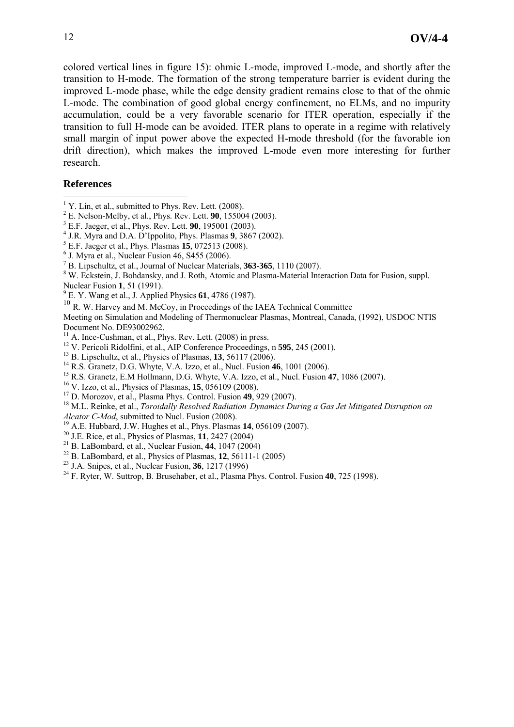colored vertical lines in figure 15): ohmic L-mode, improved L-mode, and shortly after the transition to H-mode. The formation of the strong temperature barrier is evident during the improved L-mode phase, while the edge density gradient remains close to that of the ohmic L-mode. The combination of good global energy confinement, no ELMs, and no impurity accumulation, could be a very favorable scenario for ITER operation, especially if the transition to full H-mode can be avoided. ITER plans to operate in a regime with relatively small margin of input power above the expected H-mode threshold (for the favorable ion drift direction), which makes the improved L-mode even more interesting for further research.

## References

[1] Y. Lin, et al., submitted to Phys. Rev. Lett. (2008).
[2] E. Nelson-Melby, et al., Phys. Rev. Lett. **90**, 155004 (2003).
[3] E.F. Jaeger, et al., Phys. Rev. Lett. **90**, 195001 (2003).
[4] J.R. Myra and D.A. D'Ippolito, Phys. Plasmas **9**, 3867 (2002).
[5] E.F. Jaeger et al., Phys. Plasmas **15**, 072513 (2008).
[6] J. Myra et al., Nuclear Fusion 46, S455 (2006).
[7] B. Lipschultz, et al., Journal of Nuclear Materials, **363-365**, 1110 (2007).
[8] W. Eckstein, J. Bohdansky, and J. Roth, Atomic and Plasma-Material Interaction Data for Fusion, suppl. Nuclear Fusion **1**, 51 (1991).
[9] E. Y. Wang et al., J. Applied Physics **61**, 4786 (1987).
[10] R. W. Harvey and M. McCoy, in Proceedings of the IAEA Technical Committee Meeting on Simulation and Modeling of Thermonuclear Plasmas, Montreal, Canada, (1992), USDOC NTIS Document No. DE93002962.
[11] A. Ince-Cushman, et al., Phys. Rev. Lett. (2008) in press.
[12] V. Pericoli Ridolfini, et al., AIP Conference Proceedings, n **595**, 245 (2001).
[13] B. Lipschultz, et al., Physics of Plasmas, **13**, 56117 (2006).
[14] R.S. Granetz, D.G. Whyte, V.A. Izzo, et al., Nucl. Fusion **46**, 1001 (2006).
[15] R.S. Granetz, E.M Hollmann, D.G. Whyte, V.A. Izzo, et al., Nucl. Fusion **47**, 1086 (2007).
[16] V. Izzo, et al., Physics of Plasmas, **15**, 056109 (2008).
[17] D. Morozov, et al., Plasma Phys. Control. Fusion **49**, 929 (2007).
[18] M.L. Reinke, et al., *Toroidally Resolved Radiation Dynamics During a Gas Jet Mitigated Disruption on Alcator C-Mod*, submitted to Nucl. Fusion (2008).
[19] A.E. Hubbard, J.W. Hughes et al., Phys. Plasmas **14**, 056109 (2007).
[20] J.E. Rice, et al., Physics of Plasmas, **11**, 2427 (2004)
[21] B. LaBombard, et al., Nuclear Fusion, **44**, 1047 (2004)
[22] B. LaBombard, et al., Physics of Plasmas, **12**, 56111-1 (2005)
[23] J.A. Snipes, et al., Nuclear Fusion, **36**, 1217 (1996)
[24] F. Ryter, W. Suttrop, B. Brusehaber, et al., Plasma Phys. Control. Fusion **40**, 725 (1998).